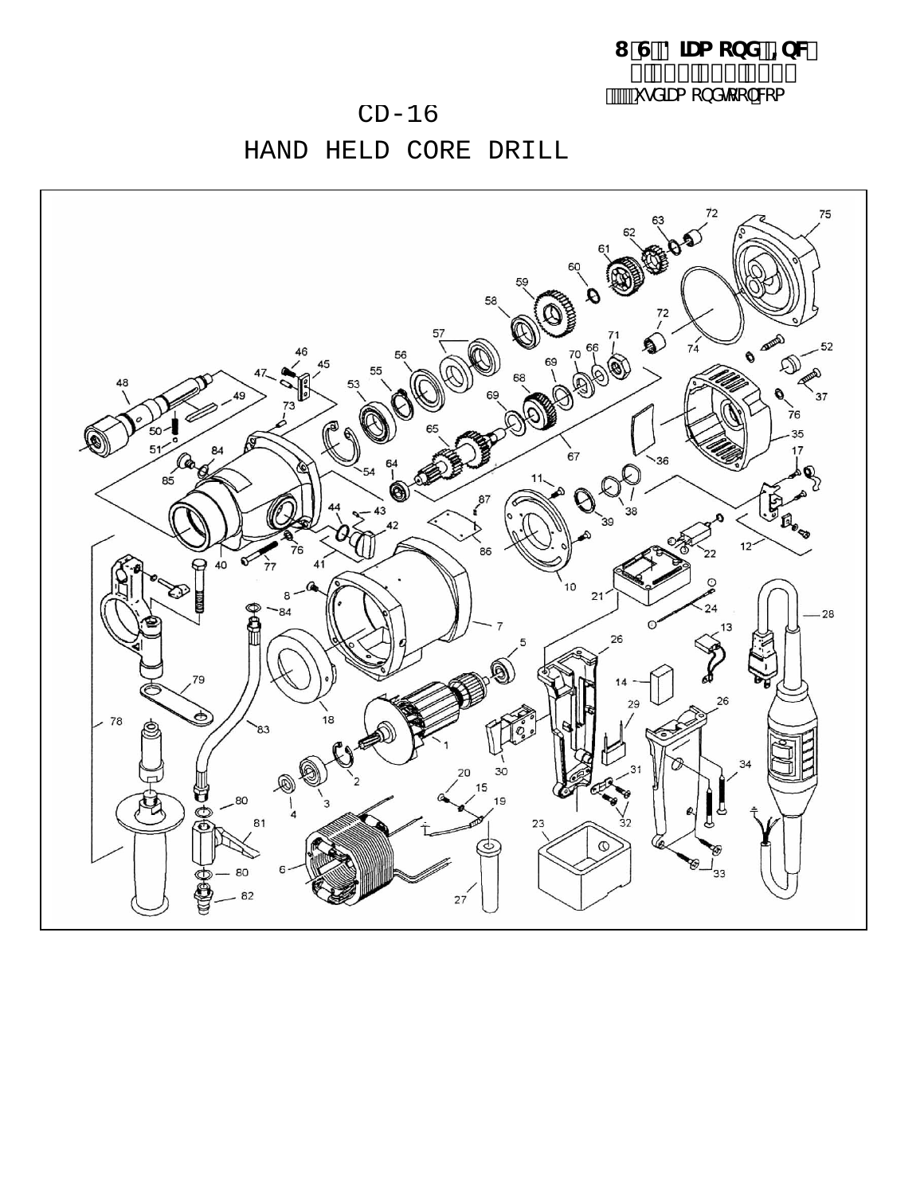# CD-16

# HAND HELD CORE DRILL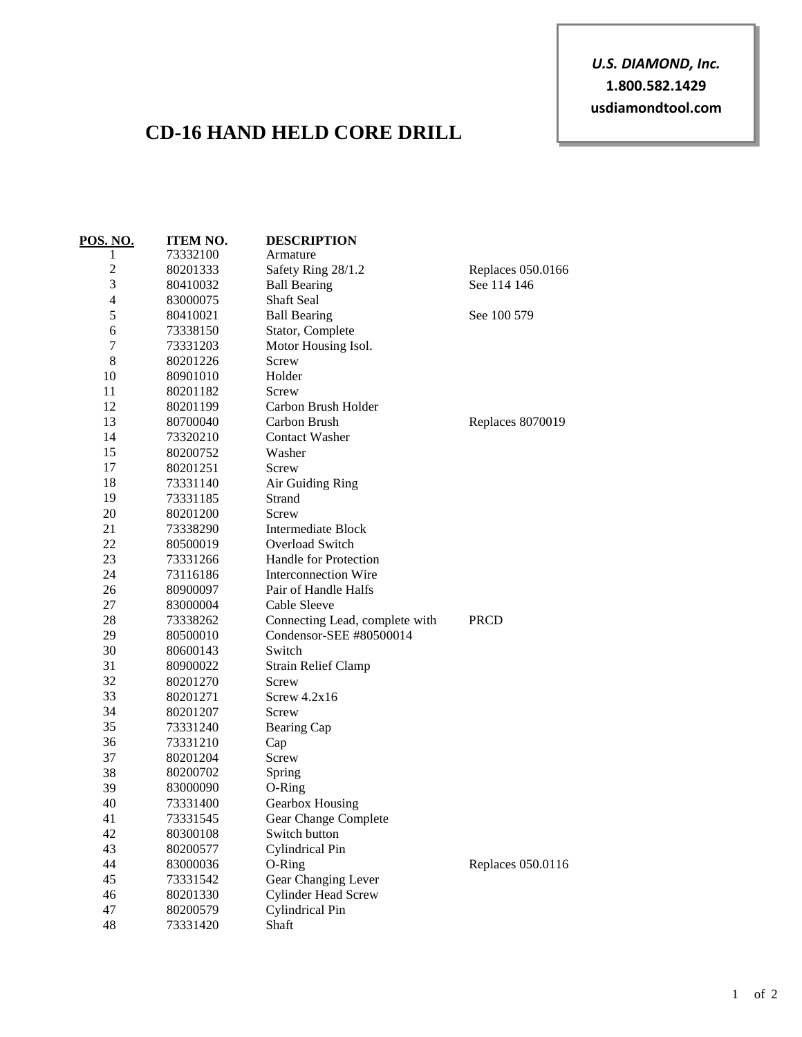**U.S. DIAMOND, Inc.**
**1.800.582.1429**
**usdiamondtool.com**

# CD-16 HAND HELD CORE DRILL

| POS. NO. | ITEM NO. | DESCRIPTION | |
|---|---|---|---|
| 1 | 73332100 | Armature | |
| 2 | 80201333 | Safety Ring 28/1.2 | Replaces 050.0166 |
| 3 | 80410032 | Ball Bearing | See 114 146 |
| 4 | 83000075 | Shaft Seal | |
| 5 | 80410021 | Ball Bearing | See 100 579 |
| 6 | 73338150 | Stator, Complete | |
| 7 | 73331203 | Motor Housing Isol. | |
| 8 | 80201226 | Screw | |
| 10 | 80901010 | Holder | |
| 11 | 80201182 | Screw | |
| 12 | 80201199 | Carbon Brush Holder | |
| 13 | 80700040 | Carbon Brush | Replaces 8070019 |
| 14 | 73320210 | Contact Washer | |
| 15 | 80200752 | Washer | |
| 17 | 80201251 | Screw | |
| 18 | 73331140 | Air Guiding Ring | |
| 19 | 73331185 | Strand | |
| 20 | 80201200 | Screw | |
| 21 | 73338290 | Intermediate Block | |
| 22 | 80500019 | Overload Switch | |
| 23 | 73331266 | Handle for Protection | |
| 24 | 73116186 | Interconnection Wire | |
| 26 | 80900097 | Pair of Handle Halfs | |
| 27 | 83000004 | Cable Sleeve | |
| 28 | 73338262 | Connecting Lead, complete with | PRCD |
| 29 | 80500010 | Condensor-SEE #80500014 | |
| 30 | 80600143 | Switch | |
| 31 | 80900022 | Strain Relief Clamp | |
| 32 | 80201270 | Screw | |
| 33 | 80201271 | Screw 4.2x16 | |
| 34 | 80201207 | Screw | |
| 35 | 73331240 | Bearing Cap | |
| 36 | 73331210 | Cap | |
| 37 | 80201204 | Screw | |
| 38 | 80200702 | Spring | |
| 39 | 83000090 | O-Ring | |
| 40 | 73331400 | Gearbox Housing | |
| 41 | 73331545 | Gear Change Complete | |
| 42 | 80300108 | Switch button | |
| 43 | 80200577 | Cylindrical Pin | |
| 44 | 83000036 | O-Ring | Replaces 050.0116 |
| 45 | 73331542 | Gear Changing Lever | |
| 46 | 80201330 | Cylinder Head Screw | |
| 47 | 80200579 | Cylindrical Pin | |
| 48 | 73331420 | Shaft | |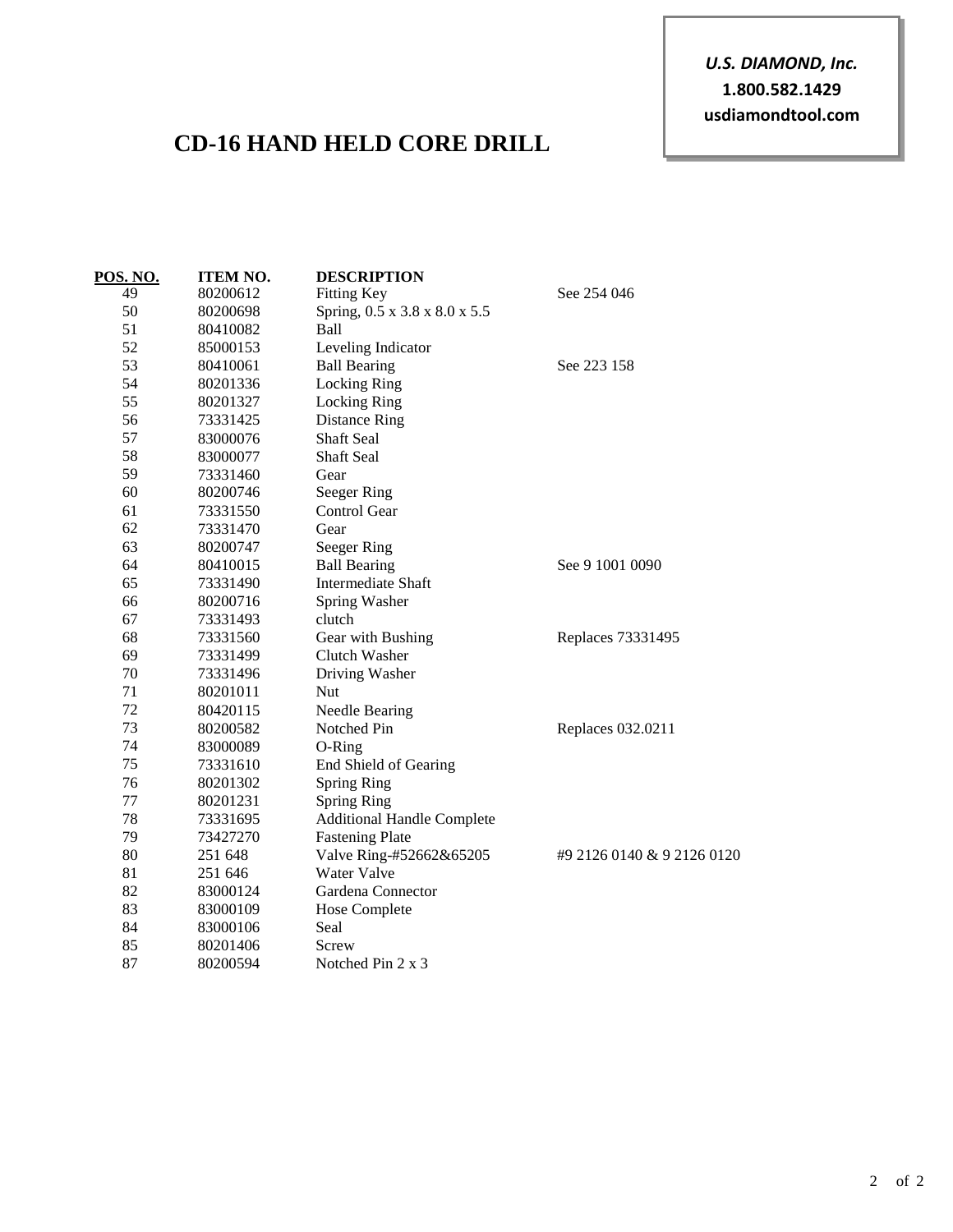*U.S. DIAMOND, Inc.*
**1.800.582.1429**
**usdiamondtool.com**

# CD-16 HAND HELD CORE DRILL

| POS. NO. | ITEM NO. | DESCRIPTION | |
|---|---|---|---|
| 49 | 80200612 | Fitting Key | See 254 046 |
| 50 | 80200698 | Spring, 0.5 x 3.8 x 8.0 x 5.5 | |
| 51 | 80410082 | Ball | |
| 52 | 85000153 | Leveling Indicator | |
| 53 | 80410061 | Ball Bearing | See 223 158 |
| 54 | 80201336 | Locking Ring | |
| 55 | 80201327 | Locking Ring | |
| 56 | 73331425 | Distance Ring | |
| 57 | 83000076 | Shaft Seal | |
| 58 | 83000077 | Shaft Seal | |
| 59 | 73331460 | Gear | |
| 60 | 80200746 | Seeger Ring | |
| 61 | 73331550 | Control Gear | |
| 62 | 73331470 | Gear | |
| 63 | 80200747 | Seeger Ring | |
| 64 | 80410015 | Ball Bearing | See 9 1001 0090 |
| 65 | 73331490 | Intermediate Shaft | |
| 66 | 80200716 | Spring Washer | |
| 67 | 73331493 | clutch | |
| 68 | 73331560 | Gear with Bushing | Replaces 73331495 |
| 69 | 73331499 | Clutch Washer | |
| 70 | 73331496 | Driving Washer | |
| 71 | 80201011 | Nut | |
| 72 | 80420115 | Needle Bearing | |
| 73 | 80200582 | Notched Pin | Replaces 032.0211 |
| 74 | 83000089 | O-Ring | |
| 75 | 73331610 | End Shield of Gearing | |
| 76 | 80201302 | Spring Ring | |
| 77 | 80201231 | Spring Ring | |
| 78 | 73331695 | Additional Handle Complete | |
| 79 | 73427270 | Fastening Plate | |
| 80 | 251 648 | Valve Ring-#52662&65205 | #9 2126 0140 & 9 2126 0120 |
| 81 | 251 646 | Water Valve | |
| 82 | 83000124 | Gardena Connector | |
| 83 | 83000109 | Hose Complete | |
| 84 | 83000106 | Seal | |
| 85 | 80201406 | Screw | |
| 87 | 80200594 | Notched Pin 2 x 3 | |